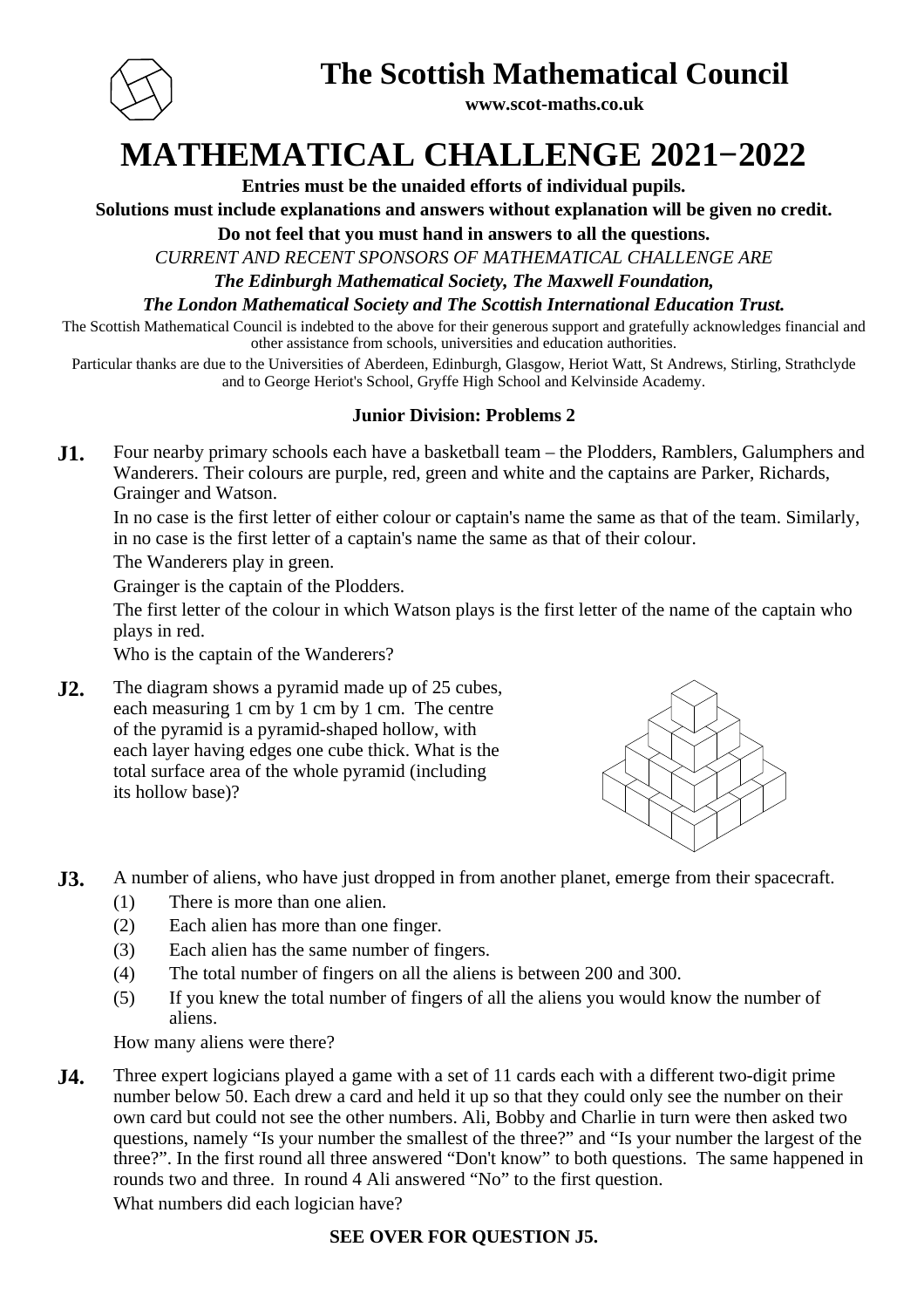# The Scottish Mathematical Council

**www.scot-maths.co.uk**

# MATHEMATICAL CHALLENGE 2021−2022

**Entries must be the unaided efforts of individual pupils.**

**Solutions must include explanations and answers without explanation will be given no credit.**

**Do not feel that you must hand in answers to all the questions.**

*CURRENT AND RECENT SPONSORS OF MATHEMATICAL CHALLENGE ARE*

***The Edinburgh Mathematical Society, The Maxwell Foundation,***

***The London Mathematical Society and The Scottish International Education Trust.***

The Scottish Mathematical Council is indebted to the above for their generous support and gratefully acknowledges financial and other assistance from schools, universities and education authorities.

Particular thanks are due to the Universities of Aberdeen, Edinburgh, Glasgow, Heriot Watt, St Andrews, Stirling, Strathclyde and to George Heriot's School, Gryffe High School and Kelvinside Academy.

### Junior Division: Problems 2

**J1.** Four nearby primary schools each have a basketball team – the Plodders, Ramblers, Galumphers and Wanderers. Their colours are purple, red, green and white and the captains are Parker, Richards, Grainger and Watson.

In no case is the first letter of either colour or captain's name the same as that of the team. Similarly, in no case is the first letter of a captain's name the same as that of their colour.

The Wanderers play in green.

Grainger is the captain of the Plodders.

The first letter of the colour in which Watson plays is the first letter of the name of the captain who plays in red.

Who is the captain of the Wanderers?

**J2.** The diagram shows a pyramid made up of 25 cubes, each measuring 1 cm by 1 cm by 1 cm. The centre of the pyramid is a pyramid-shaped hollow, with each layer having edges one cube thick. What is the total surface area of the whole pyramid (including its hollow base)?

**J3.** A number of aliens, who have just dropped in from another planet, emerge from their spacecraft.

1. There is more than one alien.
2. Each alien has more than one finger.
3. Each alien has the same number of fingers.
4. The total number of fingers on all the aliens is between 200 and 300.
5. If you knew the total number of fingers of all the aliens you would know the number of aliens.

How many aliens were there?

**J4.** Three expert logicians played a game with a set of 11 cards each with a different two-digit prime number below 50. Each drew a card and held it up so that they could only see the number on their own card but could not see the other numbers. Ali, Bobby and Charlie in turn were then asked two questions, namely "Is your number the smallest of the three?" and "Is your number the largest of the three?". In the first round all three answered "Don't know" to both questions. The same happened in rounds two and three. In round 4 Ali answered "No" to the first question.

What numbers did each logician have?

**SEE OVER FOR QUESTION J5.**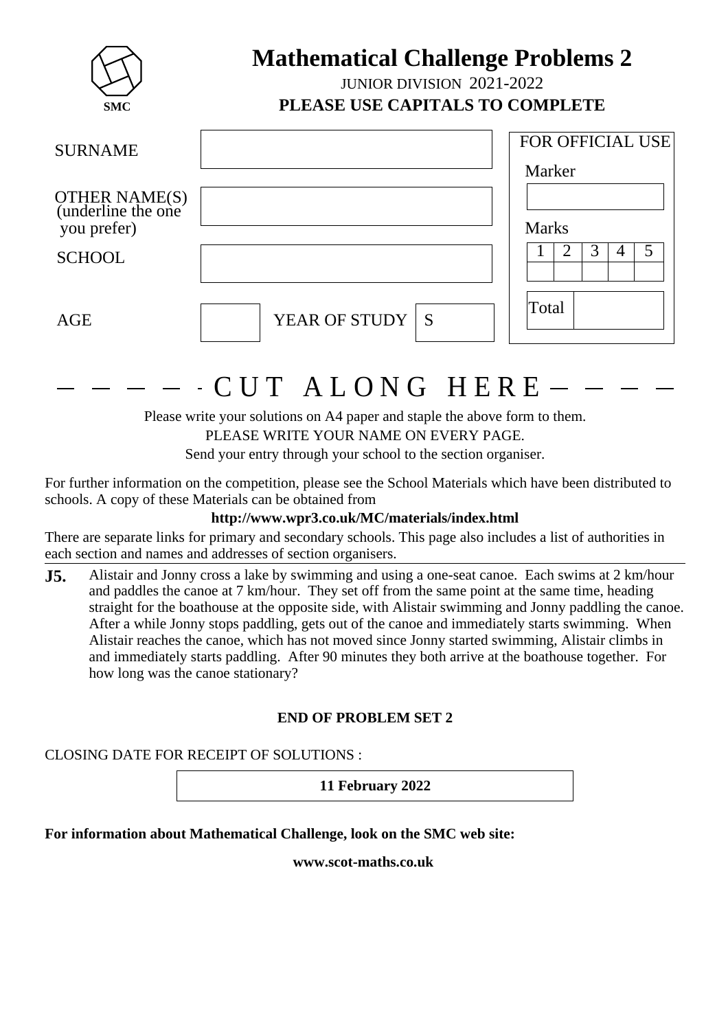SMC

# Mathematical Challenge Problems 2

JUNIOR DIVISION 2021-2022

**PLEASE USE CAPITALS TO COMPLETE**

| | | |
|---|---|---|
| SURNAME | | FOR OFFICIAL USE |
| OTHER NAME(S) (underline the one you prefer) | | Marker |
| SCHOOL | | Marks 1 2 3 4 5 |
| AGE | YEAR OF STUDY S | Total |

— — — — CUT ALONG HERE — — — —

Please write your solutions on A4 paper and staple the above form to them.

PLEASE WRITE YOUR NAME ON EVERY PAGE.

Send your entry through your school to the section organiser.

For further information on the competition, please see the School Materials which have been distributed to schools. A copy of these Materials can be obtained from

**http://www.wpr3.co.uk/MC/materials/index.html**

There are separate links for primary and secondary schools. This page also includes a list of authorities in each section and names and addresses of section organisers.

---

**J5.** Alistair and Jonny cross a lake by swimming and using a one-seat canoe. Each swims at 2 km/hour and paddles the canoe at 7 km/hour. They set off from the same point at the same time, heading straight for the boathouse at the opposite side, with Alistair swimming and Jonny paddling the canoe. After a while Jonny stops paddling, gets out of the canoe and immediately starts swimming. When Alistair reaches the canoe, which has not moved since Jonny started swimming, Alistair climbs in and immediately starts paddling. After 90 minutes they both arrive at the boathouse together. For how long was the canoe stationary?

**END OF PROBLEM SET 2**

CLOSING DATE FOR RECEIPT OF SOLUTIONS :

**11 February 2022**

**For information about Mathematical Challenge, look on the SMC web site:**

**www.scot-maths.co.uk**